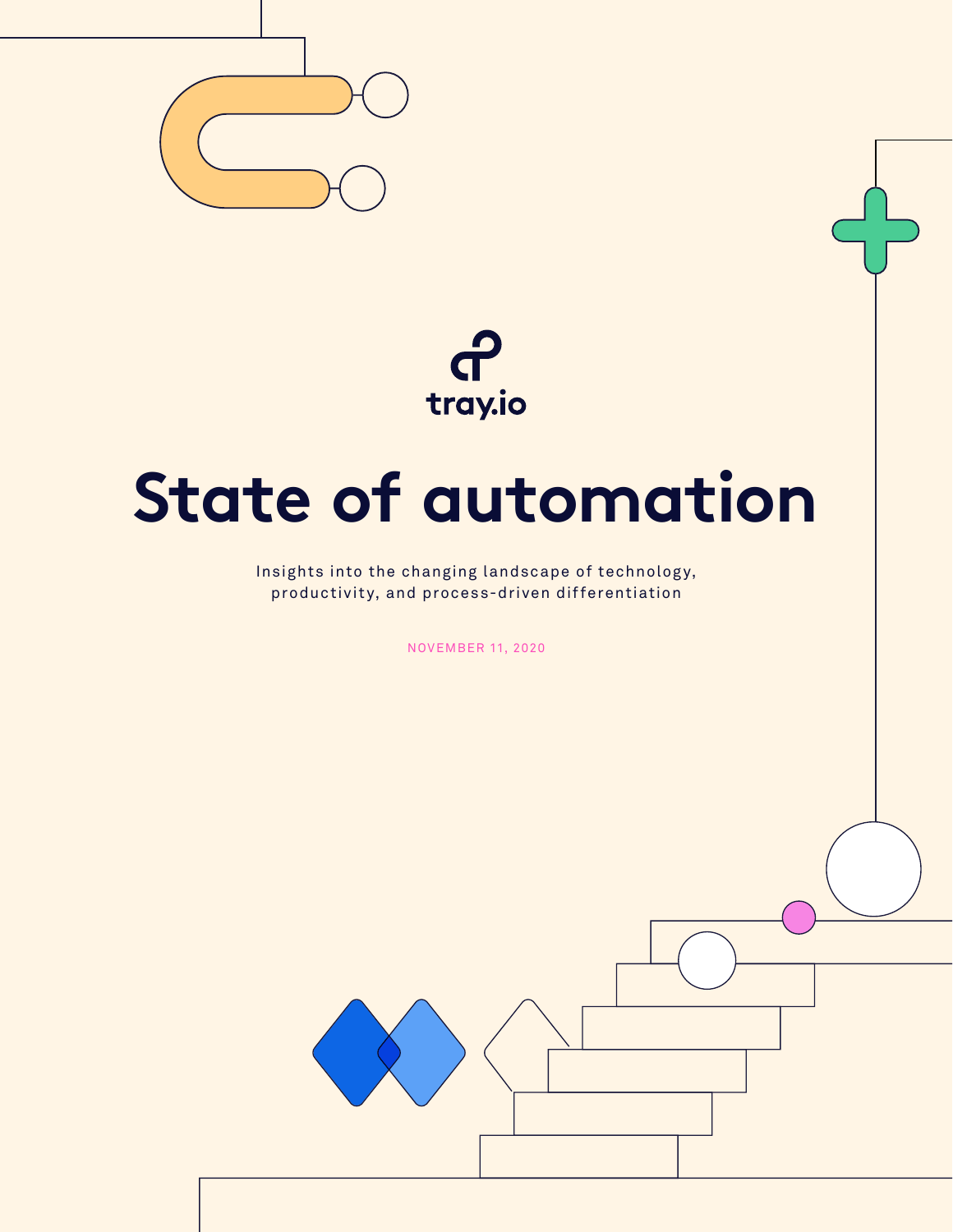tray.io

# State of automation

Insights into the changing landscape of technology, productivity, and process-driven differentiation

NOVEMBER 11, 2020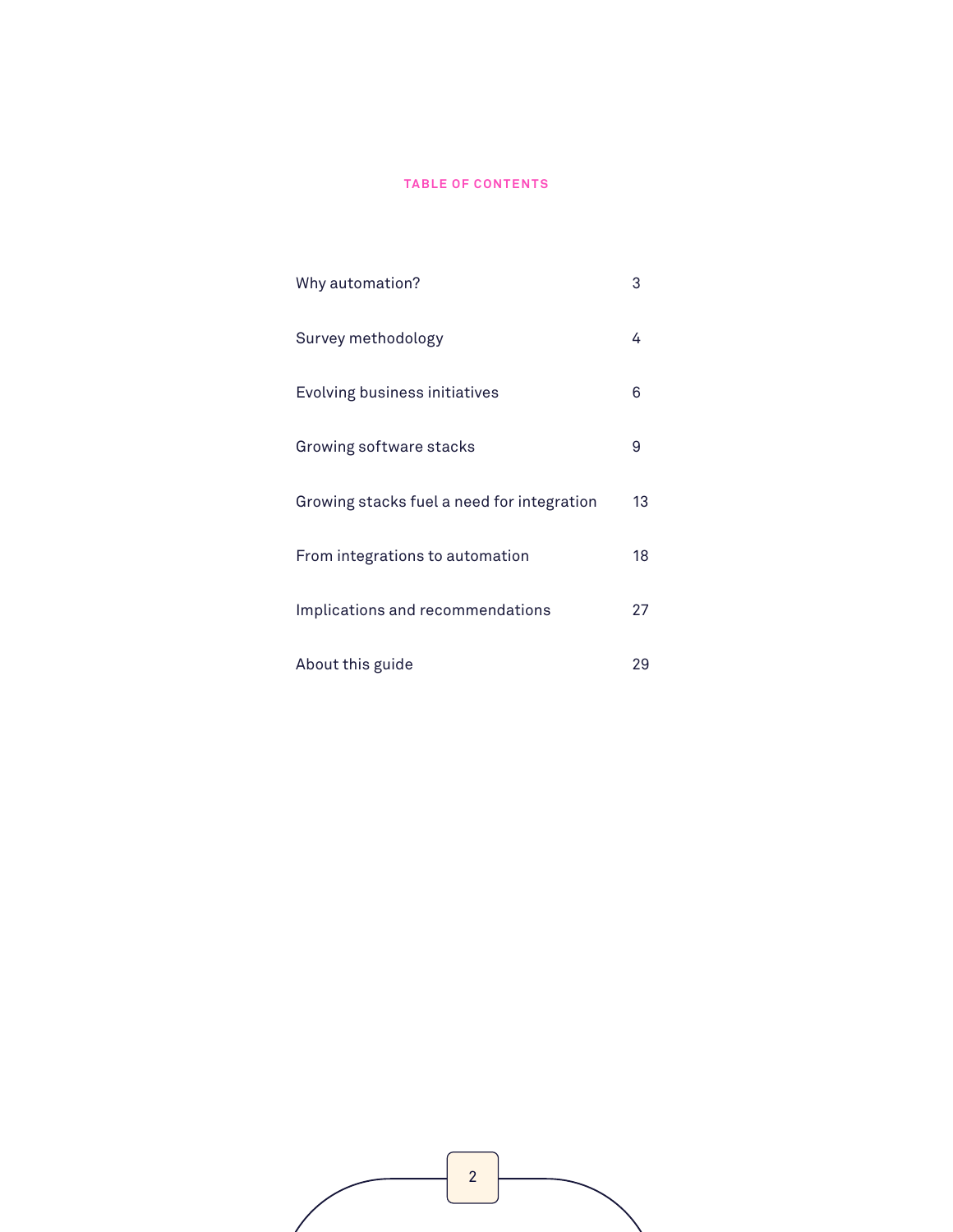## TABLE OF CONTENTS

| | |
|---|---|
| Why automation? | 3 |
| Survey methodology | 4 |
| Evolving business initiatives | 6 |
| Growing software stacks | 9 |
| Growing stacks fuel a need for integration | 13 |
| From integrations to automation | 18 |
| Implications and recommendations | 27 |
| About this guide | 29 |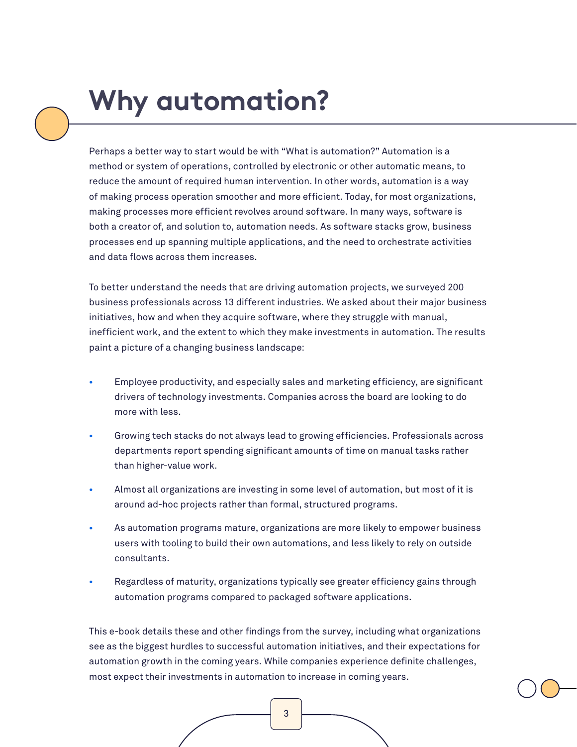# Why automation?

Perhaps a better way to start would be with "What is automation?" Automation is a method or system of operations, controlled by electronic or other automatic means, to reduce the amount of required human intervention. In other words, automation is a way of making process operation smoother and more efficient. Today, for most organizations, making processes more efficient revolves around software. In many ways, software is both a creator of, and solution to, automation needs. As software stacks grow, business processes end up spanning multiple applications, and the need to orchestrate activities and data flows across them increases.

To better understand the needs that are driving automation projects, we surveyed 200 business professionals across 13 different industries. We asked about their major business initiatives, how and when they acquire software, where they struggle with manual, inefficient work, and the extent to which they make investments in automation. The results paint a picture of a changing business landscape:

- Employee productivity, and especially sales and marketing efficiency, are significant drivers of technology investments. Companies across the board are looking to do more with less.
- Growing tech stacks do not always lead to growing efficiencies. Professionals across departments report spending significant amounts of time on manual tasks rather than higher-value work.
- Almost all organizations are investing in some level of automation, but most of it is around ad-hoc projects rather than formal, structured programs.
- As automation programs mature, organizations are more likely to empower business users with tooling to build their own automations, and less likely to rely on outside consultants.
- Regardless of maturity, organizations typically see greater efficiency gains through automation programs compared to packaged software applications.

This e-book details these and other findings from the survey, including what organizations see as the biggest hurdles to successful automation initiatives, and their expectations for automation growth in the coming years. While companies experience definite challenges, most expect their investments in automation to increase in coming years.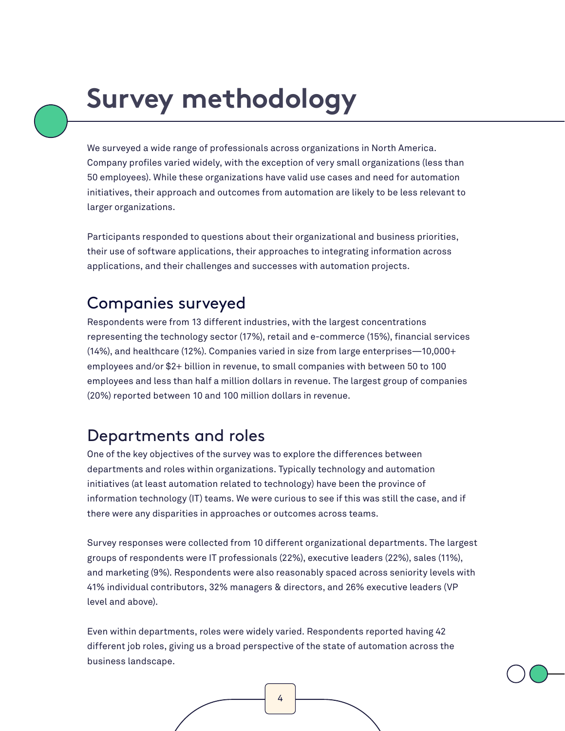# Survey methodology

We surveyed a wide range of professionals across organizations in North America. Company profiles varied widely, with the exception of very small organizations (less than 50 employees). While these organizations have valid use cases and need for automation initiatives, their approach and outcomes from automation are likely to be less relevant to larger organizations.

Participants responded to questions about their organizational and business priorities, their use of software applications, their approaches to integrating information across applications, and their challenges and successes with automation projects.

## Companies surveyed

Respondents were from 13 different industries, with the largest concentrations representing the technology sector (17%), retail and e-commerce (15%), financial services (14%), and healthcare (12%). Companies varied in size from large enterprises—10,000+ employees and/or $2+ billion in revenue, to small companies with between 50 to 100 employees and less than half a million dollars in revenue. The largest group of companies (20%) reported between 10 and 100 million dollars in revenue.

## Departments and roles

One of the key objectives of the survey was to explore the differences between departments and roles within organizations. Typically technology and automation initiatives (at least automation related to technology) have been the province of information technology (IT) teams. We were curious to see if this was still the case, and if there were any disparities in approaches or outcomes across teams.

Survey responses were collected from 10 different organizational departments. The largest groups of respondents were IT professionals (22%), executive leaders (22%), sales (11%), and marketing (9%). Respondents were also reasonably spaced across seniority levels with 41% individual contributors, 32% managers & directors, and 26% executive leaders (VP level and above).

Even within departments, roles were widely varied. Respondents reported having 42 different job roles, giving us a broad perspective of the state of automation across the business landscape.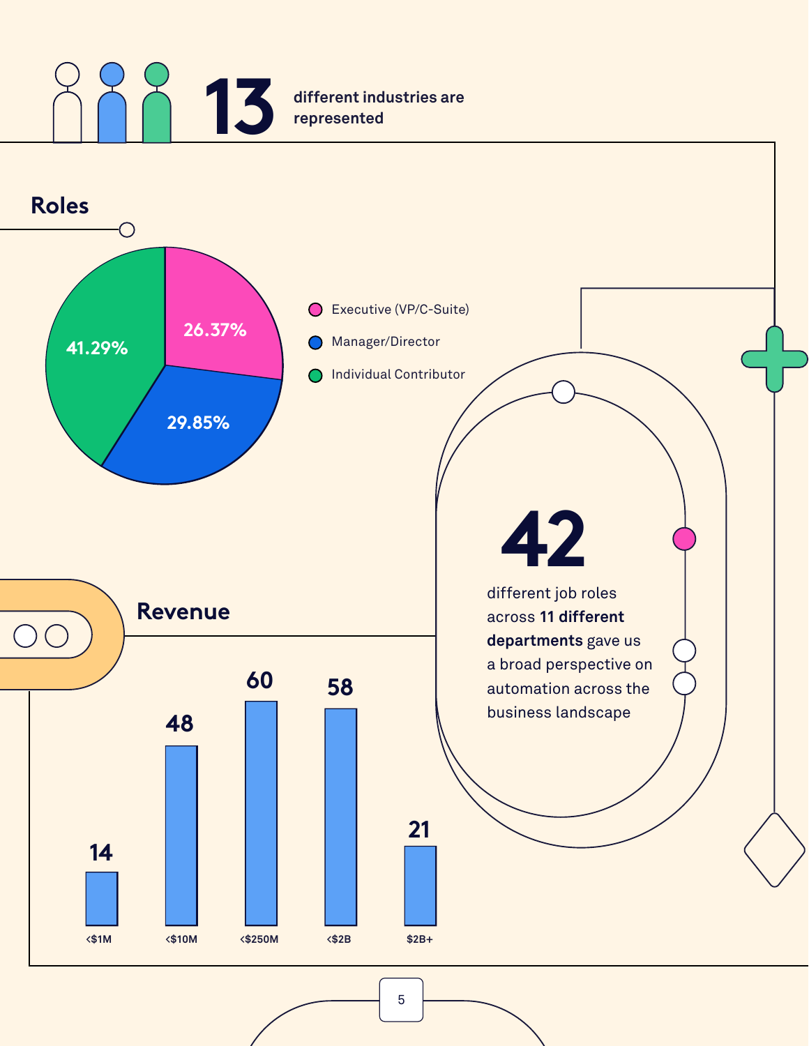**13** different industries are represented

## Roles

| Role | Percentage |
| --- | --- |
| Executive (VP/C-Suite) | 26.37% |
| Manager/Director | 29.85% |
| Individual Contributor | 41.29% |

**42** different job roles across **11 different departments** gave us a broad perspective on automation across the business landscape

## Revenue

| Revenue | Count |
| --- | --- |
| <$1M | 14 |
| <$10M | 48 |
| <$250M | 60 |
| <$2B | 58 |
| $2B+ | 21 |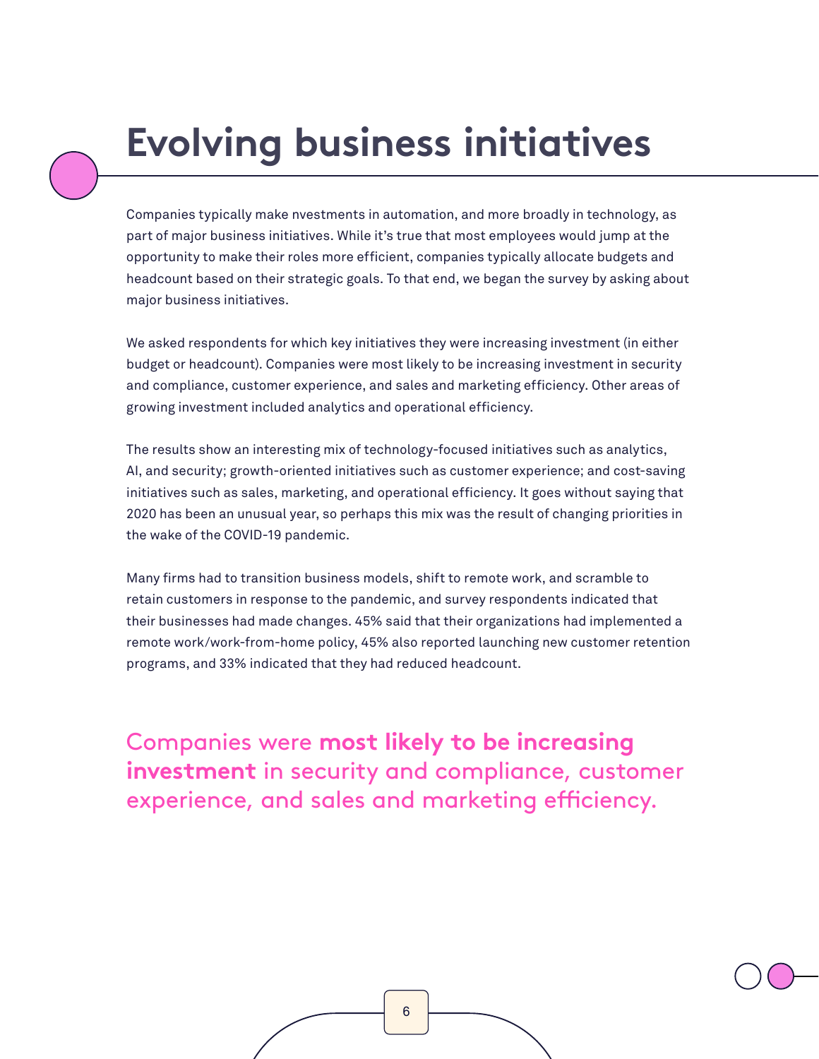# Evolving business initiatives

Companies typically make nvestments in automation, and more broadly in technology, as part of major business initiatives. While it's true that most employees would jump at the opportunity to make their roles more efficient, companies typically allocate budgets and headcount based on their strategic goals. To that end, we began the survey by asking about major business initiatives.

We asked respondents for which key initiatives they were increasing investment (in either budget or headcount). Companies were most likely to be increasing investment in security and compliance, customer experience, and sales and marketing efficiency. Other areas of growing investment included analytics and operational efficiency.

The results show an interesting mix of technology-focused initiatives such as analytics, AI, and security; growth-oriented initiatives such as customer experience; and cost-saving initiatives such as sales, marketing, and operational efficiency. It goes without saying that 2020 has been an unusual year, so perhaps this mix was the result of changing priorities in the wake of the COVID-19 pandemic.

Many firms had to transition business models, shift to remote work, and scramble to retain customers in response to the pandemic, and survey respondents indicated that their businesses had made changes. 45% said that their organizations had implemented a remote work/work-from-home policy, 45% also reported launching new customer retention programs, and 33% indicated that they had reduced headcount.

Companies were **most likely to be increasing investment** in security and compliance, customer experience, and sales and marketing efficiency.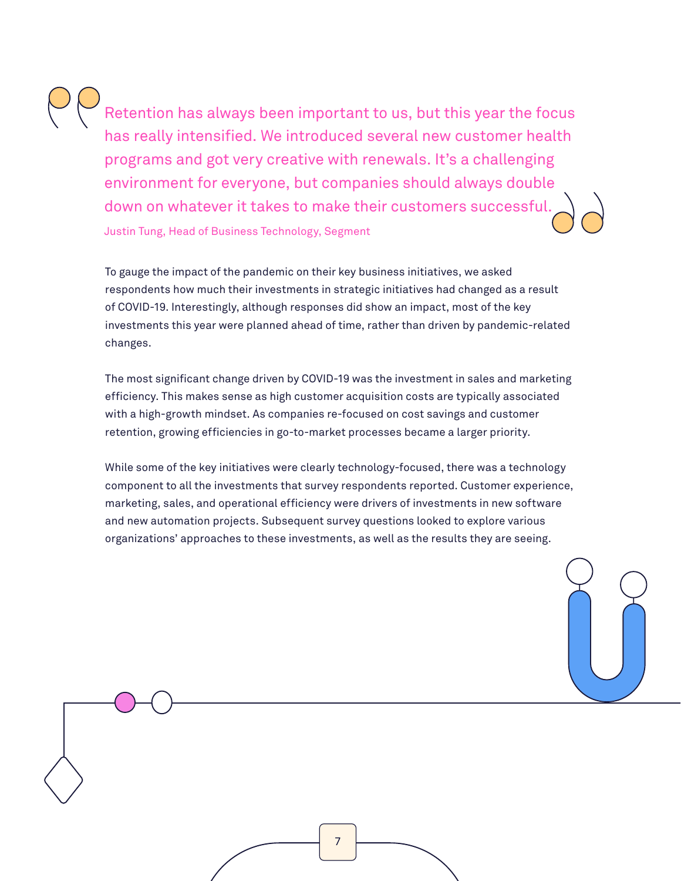> Retention has always been important to us, but this year the focus has really intensified. We introduced several new customer health programs and got very creative with renewals. It's a challenging environment for everyone, but companies should always double down on whatever it takes to make their customers successful.
>
> Justin Tung, Head of Business Technology, Segment

To gauge the impact of the pandemic on their key business initiatives, we asked respondents how much their investments in strategic initiatives had changed as a result of COVID-19. Interestingly, although responses did show an impact, most of the key investments this year were planned ahead of time, rather than driven by pandemic-related changes.

The most significant change driven by COVID-19 was the investment in sales and marketing efficiency. This makes sense as high customer acquisition costs are typically associated with a high-growth mindset. As companies re-focused on cost savings and customer retention, growing efficiencies in go-to-market processes became a larger priority.

While some of the key initiatives were clearly technology-focused, there was a technology component to all the investments that survey respondents reported. Customer experience, marketing, sales, and operational efficiency were drivers of investments in new software and new automation projects. Subsequent survey questions looked to explore various organizations' approaches to these investments, as well as the results they are seeing.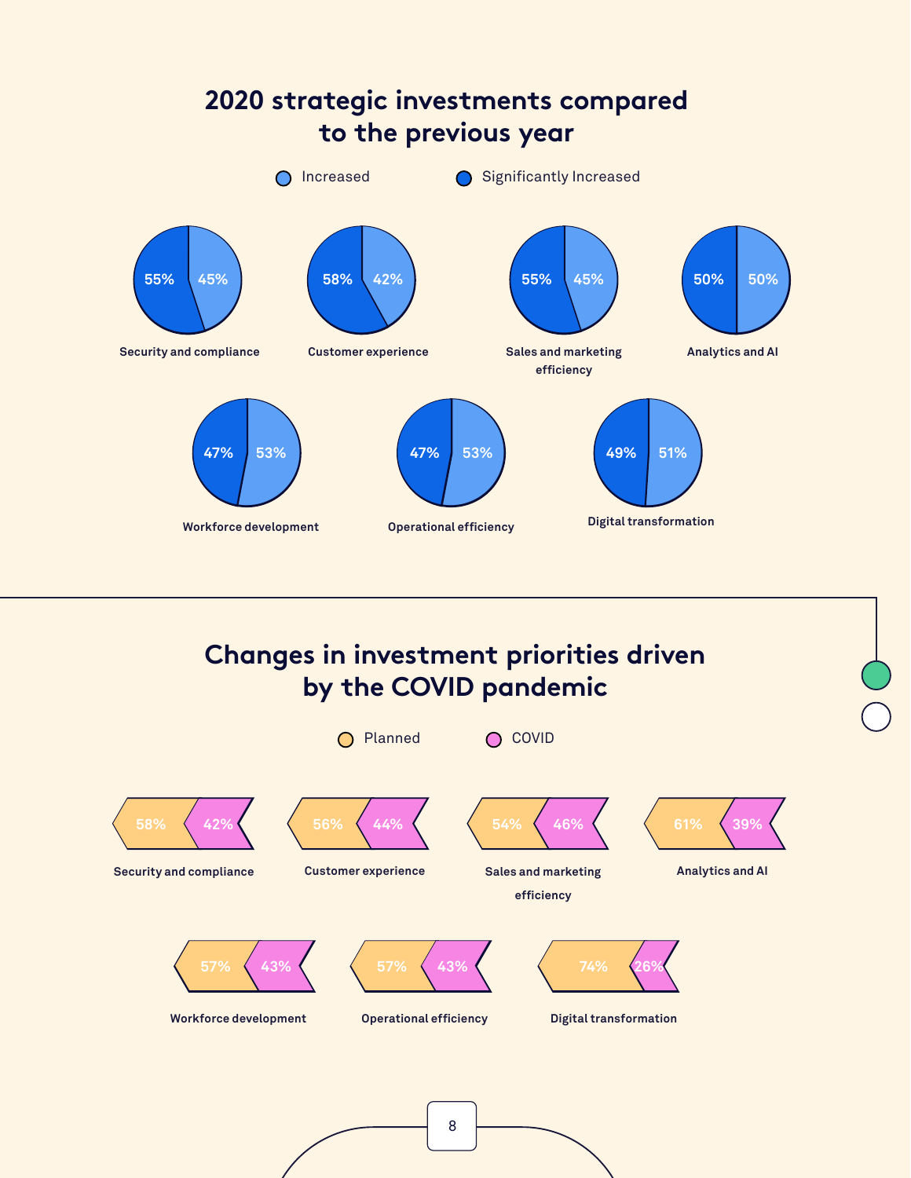## 2020 strategic investments compared to the previous year

| Category | Increased | Significantly Increased |
| --- | --- | --- |
| Security and compliance | 45% | 55% |
| Customer experience | 42% | 58% |
| Sales and marketing efficiency | 45% | 55% |
| Analytics and AI | 50% | 50% |
| Workforce development | 53% | 47% |
| Operational efficiency | 53% | 47% |
| Digital transformation | 51% | 49% |

## Changes in investment priorities driven by the COVID pandemic

| Category | Planned | COVID |
| --- | --- | --- |
| Security and compliance | 58% | 42% |
| Customer experience | 56% | 44% |
| Sales and marketing efficiency | 54% | 46% |
| Analytics and AI | 61% | 39% |
| Workforce development | 57% | 43% |
| Operational efficiency | 57% | 43% |
| Digital transformation | 74% | 26% |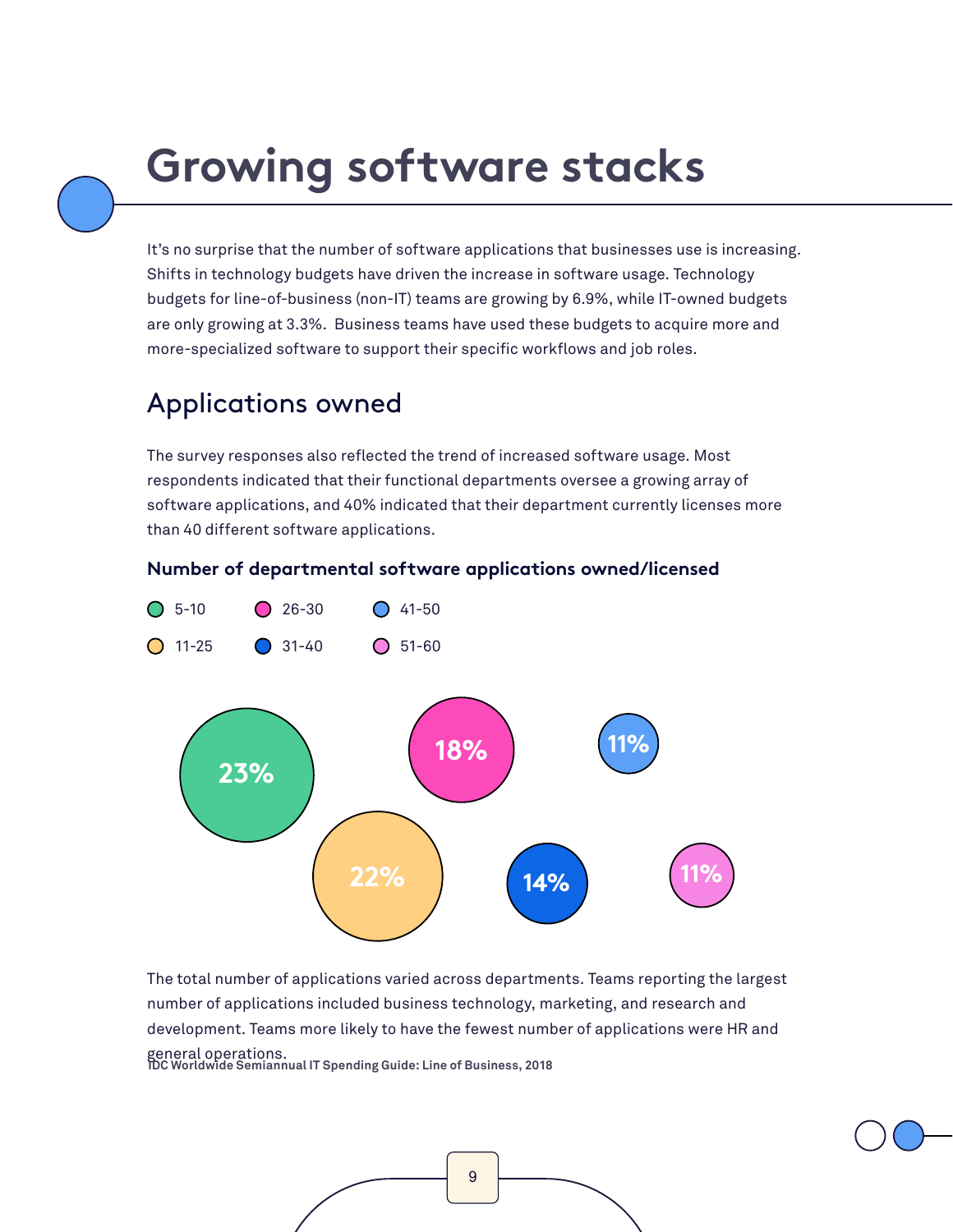# Growing software stacks

It's no surprise that the number of software applications that businesses use is increasing. Shifts in technology budgets have driven the increase in software usage. Technology budgets for line-of-business (non-IT) teams are growing by 6.9%, while IT-owned budgets are only growing at 3.3%. Business teams have used these budgets to acquire more and more-specialized software to support their specific workflows and job roles.

## Applications owned

The survey responses also reflected the trend of increased software usage. Most respondents indicated that their functional departments oversee a growing array of software applications, and 40% indicated that their department currently licenses more than 40 different software applications.

**Number of departmental software applications owned/licensed**

| Applications | Share |
|---|---|
| 5-10 | 23% |
| 11-25 | 22% |
| 26-30 | 18% |
| 31-40 | 14% |
| 41-50 | 11% |
| 51-60 | 11% |

The total number of applications varied across departments. Teams reporting the largest number of applications included business technology, marketing, and research and development. Teams more likely to have the fewest number of applications were HR and general operations.

IDC Worldwide Semiannual IT Spending Guide: Line of Business, 2018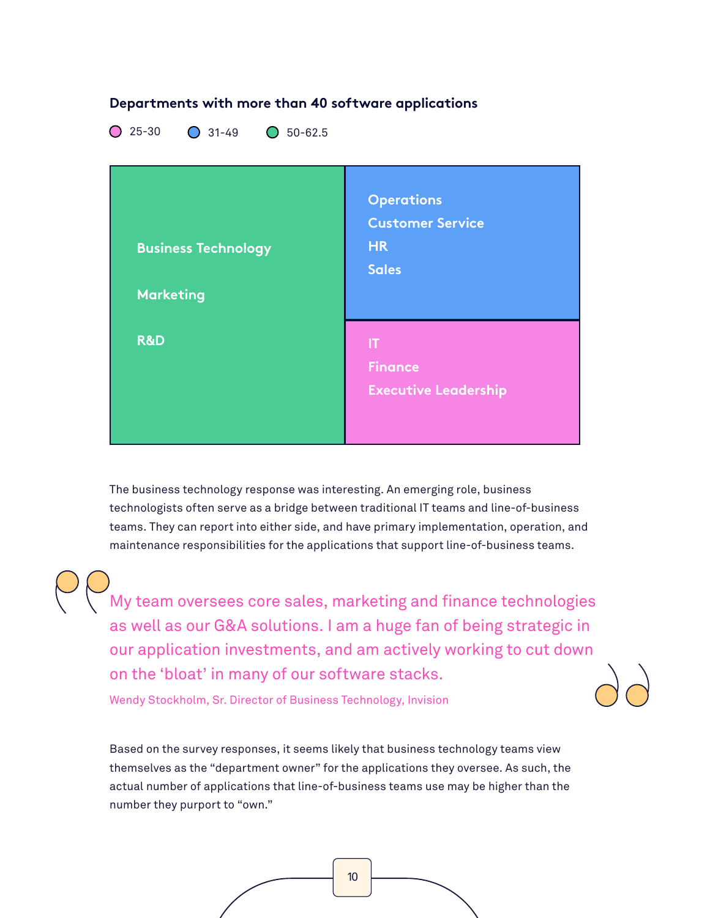### Departments with more than 40 software applications

25-30 | 31-49 | 50-62.5

| 50-62.5 | 31-49 | 25-30 |
|---|---|---|
| Business Technology | Operations | IT |
| Marketing | Customer Service | Finance |
| R&D | HR | Executive Leadership |
| | Sales | |

The business technology response was interesting. An emerging role, business technologists often serve as a bridge between traditional IT teams and line-of-business teams. They can report into either side, and have primary implementation, operation, and maintenance responsibilities for the applications that support line-of-business teams.

> My team oversees core sales, marketing and finance technologies as well as our G&A solutions. I am a huge fan of being strategic in our application investments, and am actively working to cut down on the 'bloat' in many of our software stacks.
>
> Wendy Stockholm, Sr. Director of Business Technology, Invision

Based on the survey responses, it seems likely that business technology teams view themselves as the "department owner" for the applications they oversee. As such, the actual number of applications that line-of-business teams use may be higher than the number they purport to "own."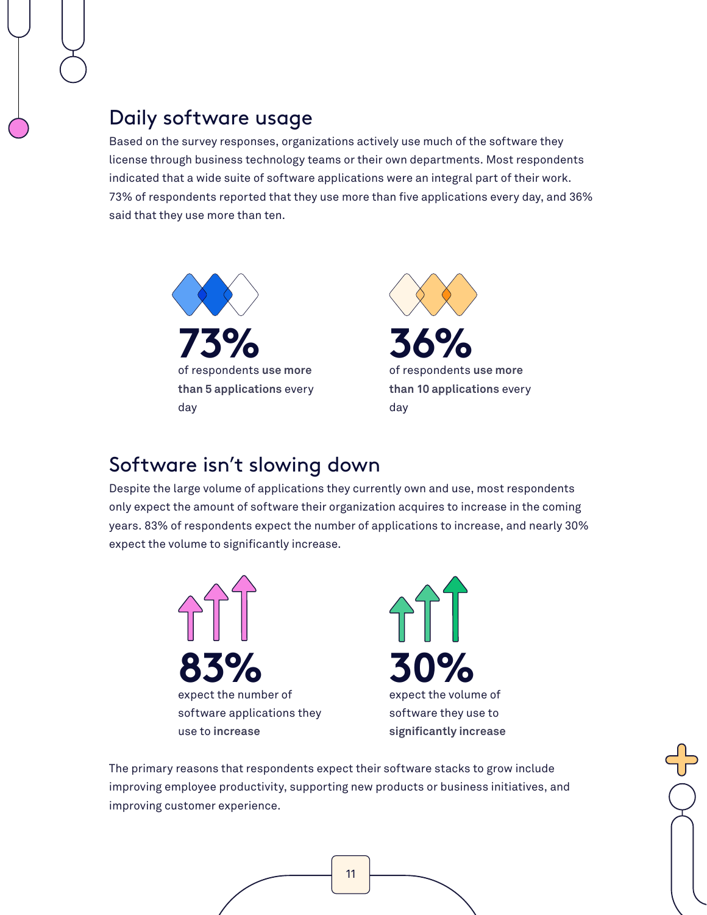## Daily software usage

Based on the survey responses, organizations actively use much of the software they license through business technology teams or their own departments. Most respondents indicated that a wide suite of software applications were an integral part of their work. 73% of respondents reported that they use more than five applications every day, and 36% said that they use more than ten.

**73%**
of respondents **use more than 5 applications** every day

**36%**
of respondents **use more than 10 applications** every day

## Software isn't slowing down

Despite the large volume of applications they currently own and use, most respondents only expect the amount of software their organization acquires to increase in the coming years. 83% of respondents expect the number of applications to increase, and nearly 30% expect the volume to significantly increase.

**83%**
expect the number of software applications they use to **increase**

**30%**
expect the volume of software they use to **significantly increase**

The primary reasons that respondents expect their software stacks to grow include improving employee productivity, supporting new products or business initiatives, and improving customer experience.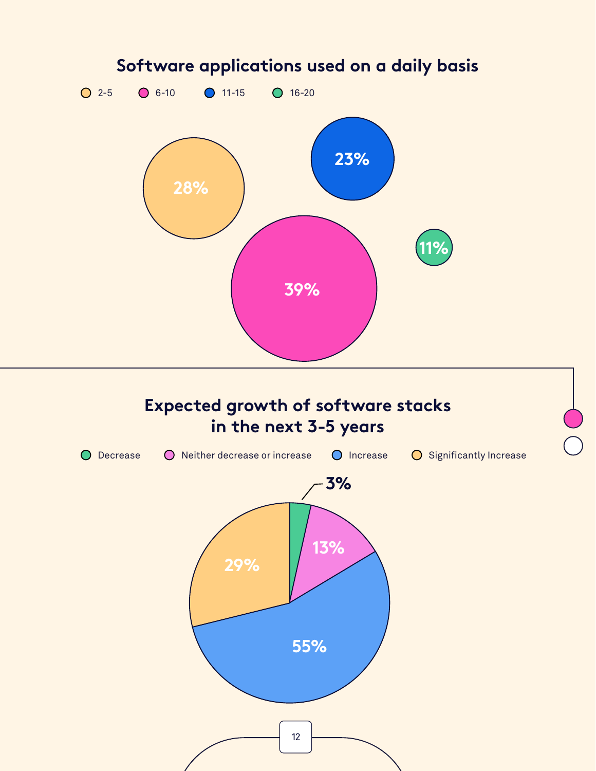## Software applications used on a daily basis

| Number of applications | Percentage |
|---|---|
| 2-5 | 28% |
| 6-10 | 39% |
| 11-15 | 23% |
| 16-20 | 11% |

## Expected growth of software stacks in the next 3-5 years

| Expected growth | Percentage |
|---|---|
| Decrease | 3% |
| Neither decrease or increase | 13% |
| Increase | 55% |
| Significantly Increase | 29% |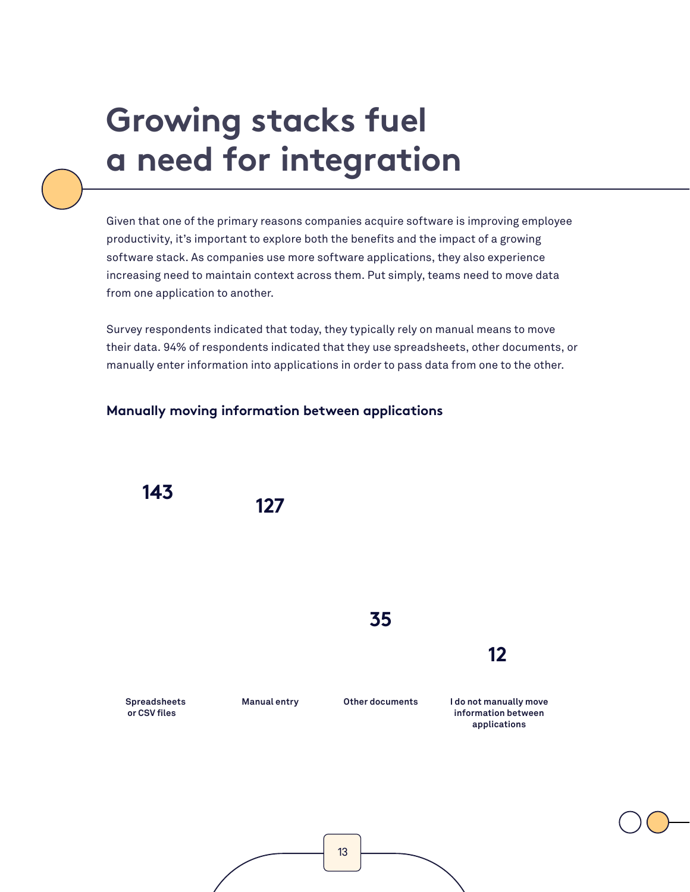# Growing stacks fuel a need for integration

Given that one of the primary reasons companies acquire software is improving employee productivity, it's important to explore both the benefits and the impact of a growing software stack. As companies use more software applications, they also experience increasing need to maintain context across them. Put simply, teams need to move data from one application to another.

Survey respondents indicated that today, they typically rely on manual means to move their data. 94% of respondents indicated that they use spreadsheets, other documents, or manually enter information into applications in order to pass data from one to the other.

**Manually moving information between applications**

| Spreadsheets or CSV files | Manual entry | Other documents | I do not manually move information between applications |
|---|---|---|---|
| 143 | 127 | 35 | 12 |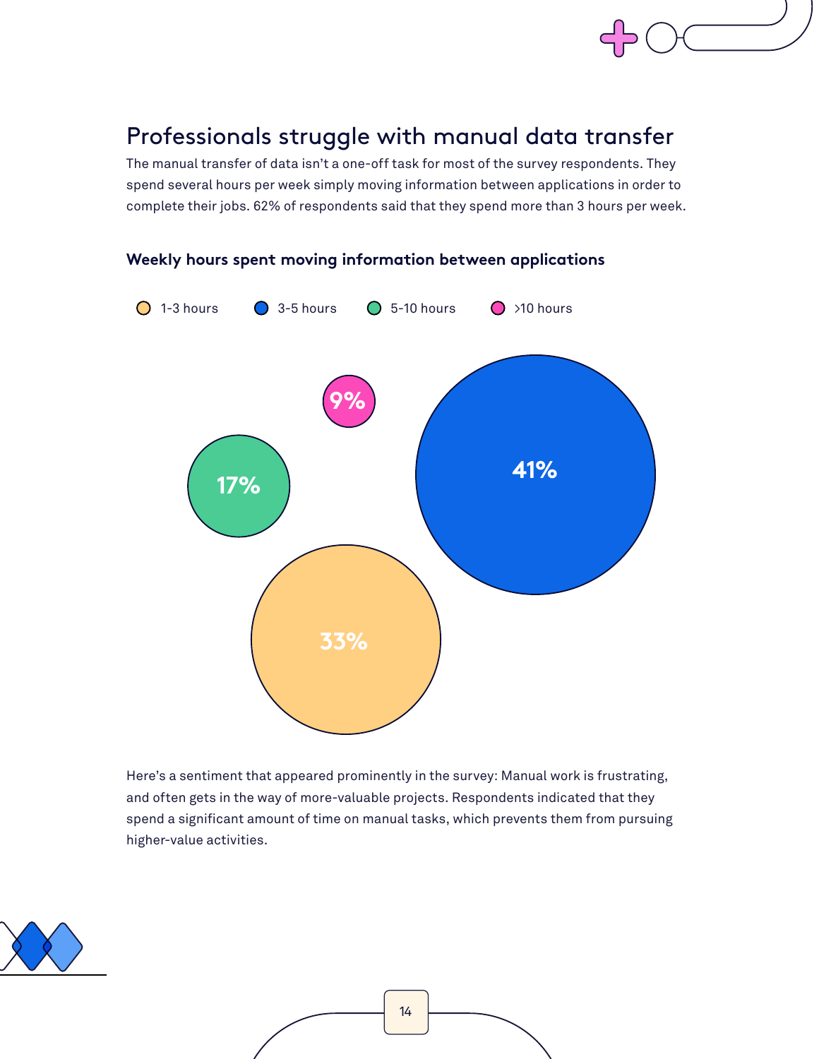## Professionals struggle with manual data transfer

The manual transfer of data isn't a one-off task for most of the survey respondents. They spend several hours per week simply moving information between applications in order to complete their jobs. 62% of respondents said that they spend more than 3 hours per week.

### Weekly hours spent moving information between applications

| Weekly hours | Share of respondents |
| --- | --- |
| 1-3 hours | 33% |
| 3-5 hours | 41% |
| 5-10 hours | 17% |
| >10 hours | 9% |

Here's a sentiment that appeared prominently in the survey: Manual work is frustrating, and often gets in the way of more-valuable projects. Respondents indicated that they spend a significant amount of time on manual tasks, which prevents them from pursuing higher-value activities.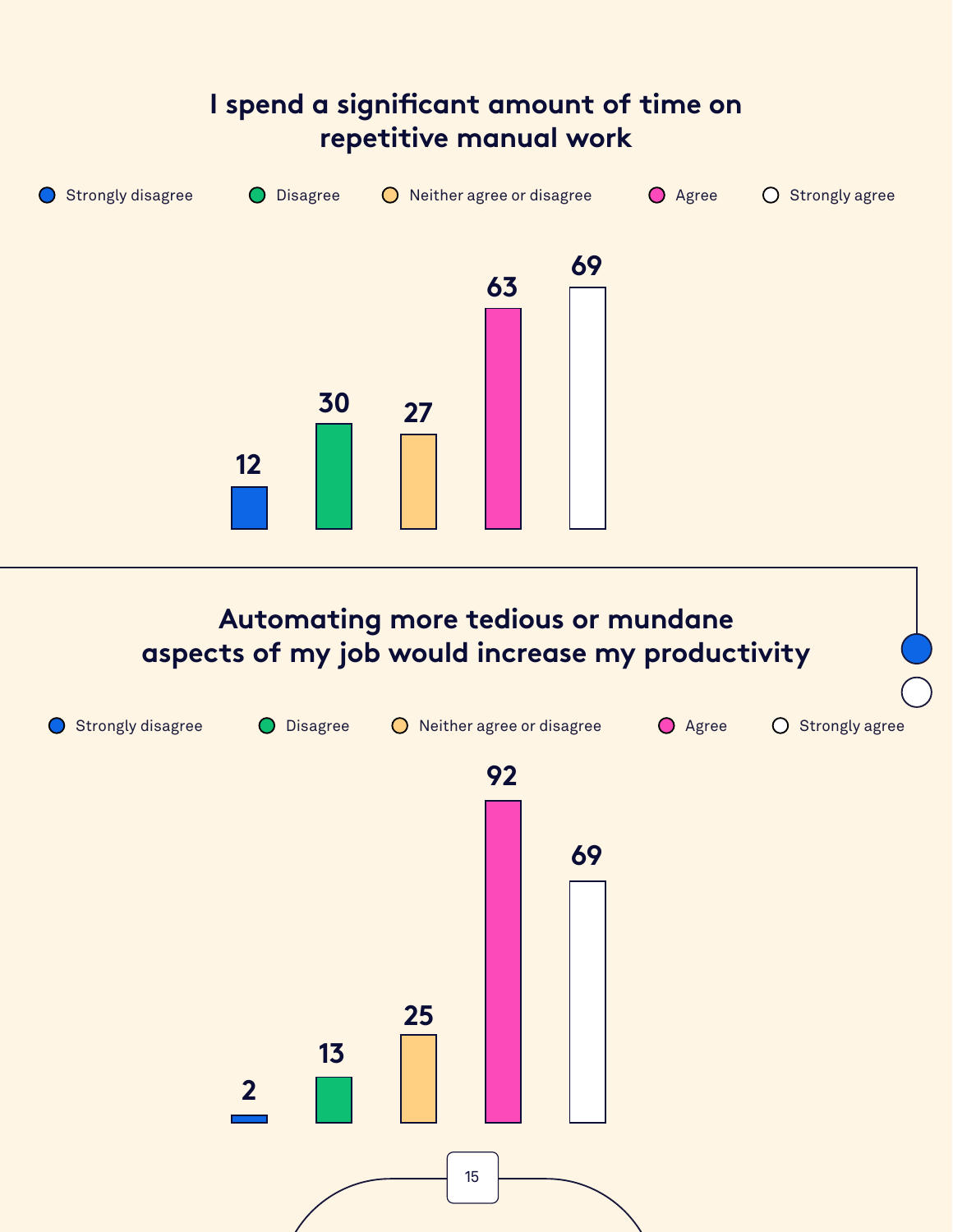## I spend a significant amount of time on repetitive manual work

| Response | Count |
| --- | --- |
| Strongly disagree | 12 |
| Disagree | 30 |
| Neither agree or disagree | 27 |
| Agree | 63 |
| Strongly agree | 69 |

## Automating more tedious or mundane aspects of my job would increase my productivity

| Response | Count |
| --- | --- |
| Strongly disagree | 2 |
| Disagree | 13 |
| Neither agree or disagree | 25 |
| Agree | 92 |
| Strongly agree | 69 |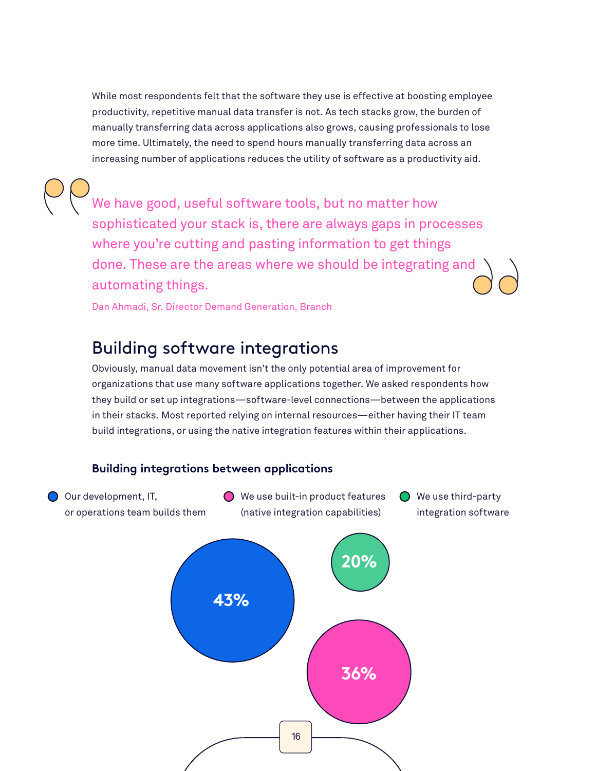While most respondents felt that the software they use is effective at boosting employee productivity, repetitive manual data transfer is not. As tech stacks grow, the burden of manually transferring data across applications also grows, causing professionals to lose more time. Ultimately, the need to spend hours manually transferring data across an increasing number of applications reduces the utility of software as a productivity aid.

> We have good, useful software tools, but no matter how sophisticated your stack is, there are always gaps in processes where you're cutting and pasting information to get things done. These are the areas where we should be integrating and automating things.
>
> Dan Ahmadi, Sr. Director Demand Generation, Branch

## Building software integrations

Obviously, manual data movement isn't the only potential area of improvement for organizations that use many software applications together. We asked respondents how they build or set up integrations—software-level connections—between the applications in their stacks. Most reported relying on internal resources—either having their IT team build integrations, or using the native integration features within their applications.

**Building integrations between applications**

| Method | Percentage |
| --- | --- |
| Our development, IT, or operations team builds them | 43% |
| We use built-in product features (native integration capabilities) | 36% |
| We use third-party integration software | 20% |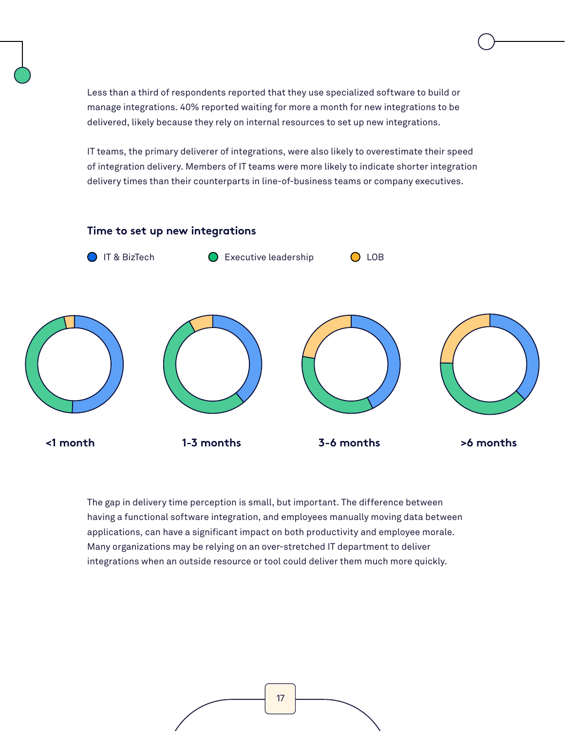Less than a third of respondents reported that they use specialized software to build or manage integrations. 40% reported waiting for more a month for new integrations to be delivered, likely because they rely on internal resources to set up new integrations.

IT teams, the primary deliverer of integrations, were also likely to overestimate their speed of integration delivery. Members of IT teams were more likely to indicate shorter integration delivery times than their counterparts in line-of-business teams or company executives.

### Time to set up new integrations

IT & BizTech | Executive leadership | LOB

<1 month | 1-3 months | 3-6 months | >6 months

The gap in delivery time perception is small, but important. The difference between having a functional software integration, and employees manually moving data between applications, can have a significant impact on both productivity and employee morale. Many organizations may be relying on an over-stretched IT department to deliver integrations when an outside resource or tool could deliver them much more quickly.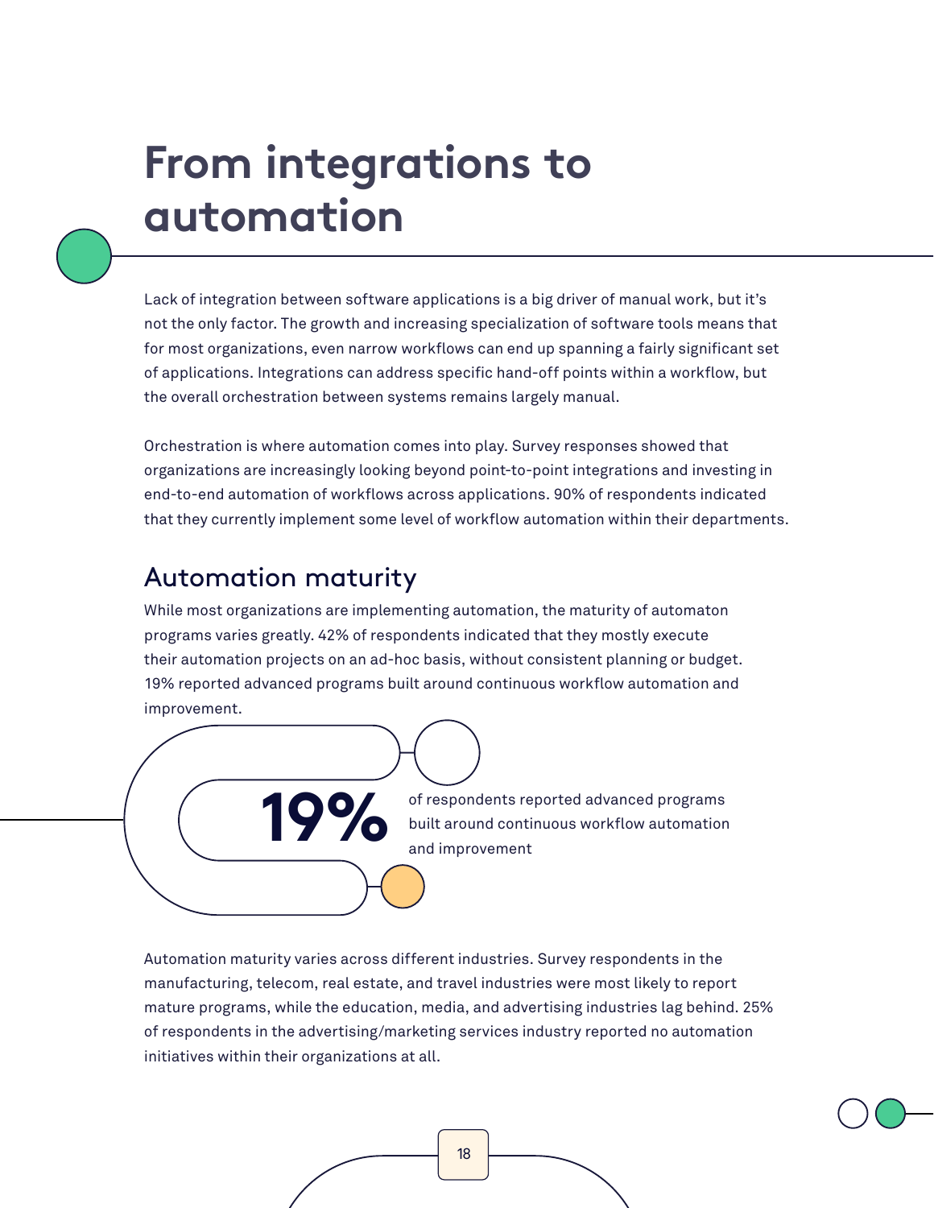# From integrations to automation

Lack of integration between software applications is a big driver of manual work, but it's not the only factor. The growth and increasing specialization of software tools means that for most organizations, even narrow workflows can end up spanning a fairly significant set of applications. Integrations can address specific hand-off points within a workflow, but the overall orchestration between systems remains largely manual.

Orchestration is where automation comes into play. Survey responses showed that organizations are increasingly looking beyond point-to-point integrations and investing in end-to-end automation of workflows across applications. 90% of respondents indicated that they currently implement some level of workflow automation within their departments.

## Automation maturity

While most organizations are implementing automation, the maturity of automaton programs varies greatly. 42% of respondents indicated that they mostly execute their automation projects on an ad-hoc basis, without consistent planning or budget. 19% reported advanced programs built around continuous workflow automation and improvement.

**19%** of respondents reported advanced programs built around continuous workflow automation and improvement

Automation maturity varies across different industries. Survey respondents in the manufacturing, telecom, real estate, and travel industries were most likely to report mature programs, while the education, media, and advertising industries lag behind. 25% of respondents in the advertising/marketing services industry reported no automation initiatives within their organizations at all.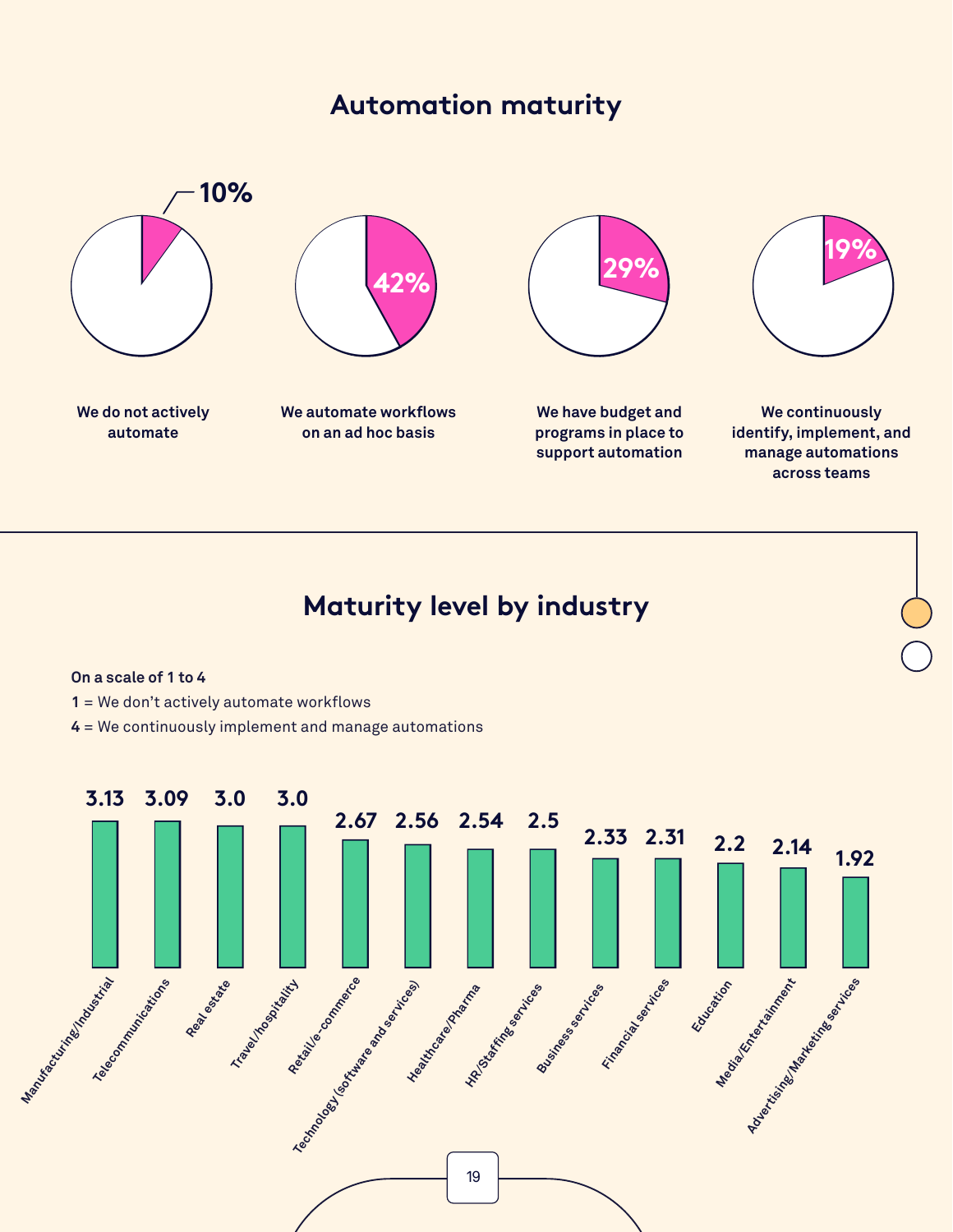## Automation maturity

| Response | Percentage |
|---|---|
| We do not actively automate | 10% |
| We automate workflows on an ad hoc basis | 42% |
| We have budget and programs in place to support automation | 29% |
| We continuously identify, implement, and manage automations across teams | 19% |

## Maturity level by industry

**On a scale of 1 to 4**

**1** = We don't actively automate workflows

**4** = We continuously implement and manage automations

| Industry | Maturity level |
|---|---|
| Manufacturing/Industrial | 3.13 |
| Telecommunications | 3.09 |
| Real estate | 3.0 |
| Travel/hospitality | 3.0 |
| Retail/e-commerce | 2.67 |
| Technology (software and services) | 2.56 |
| Healthcare/Pharma | 2.54 |
| HR/Staffing services | 2.5 |
| Business services | 2.33 |
| Financial services | 2.31 |
| Education | 2.2 |
| Media/Entertainment | 2.14 |
| Advertising/Marketing services | 1.92 |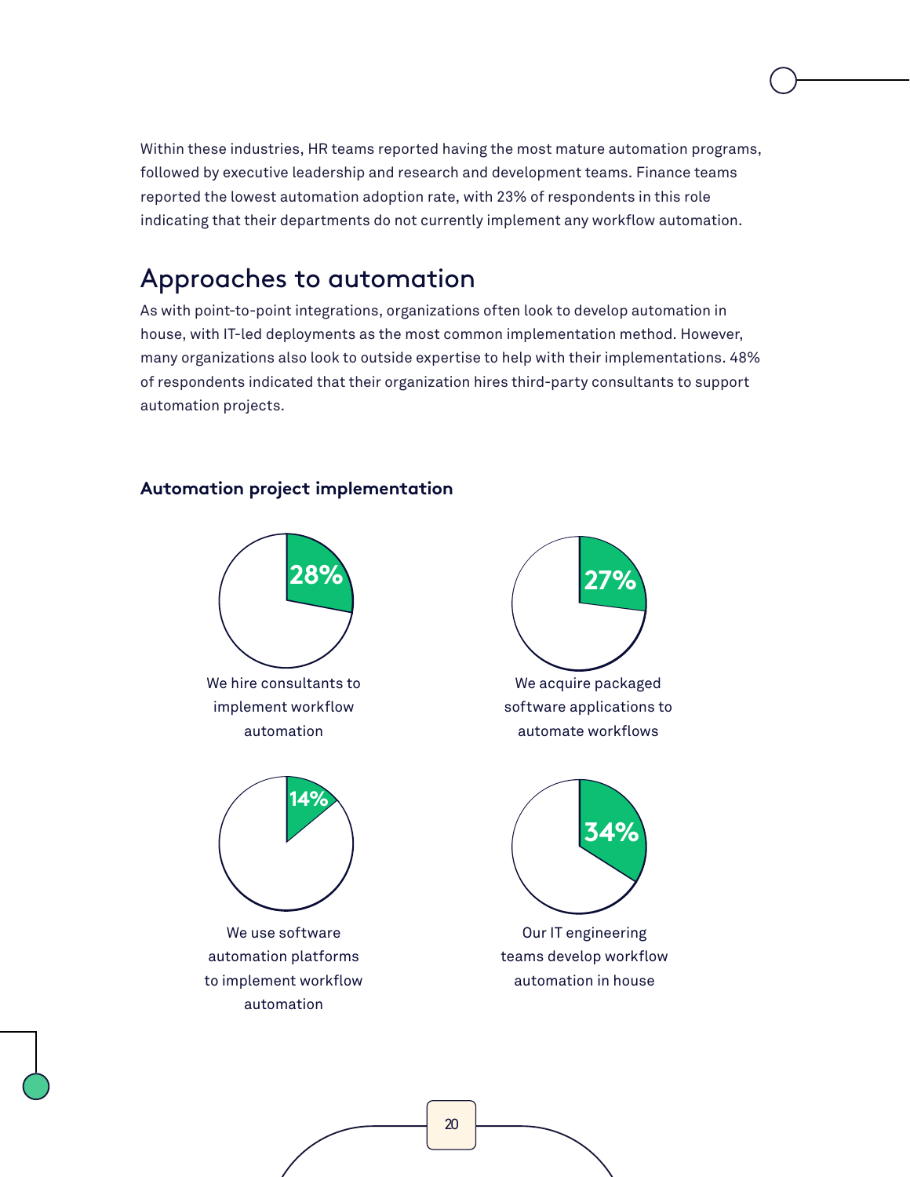Within these industries, HR teams reported having the most mature automation programs, followed by executive leadership and research and development teams. Finance teams reported the lowest automation adoption rate, with 23% of respondents in this role indicating that their departments do not currently implement any workflow automation.

## Approaches to automation

As with point-to-point integrations, organizations often look to develop automation in house, with IT-led deployments as the most common implementation method. However, many organizations also look to outside expertise to help with their implementations. 48% of respondents indicated that their organization hires third-party consultants to support automation projects.

### Automation project implementation

28%

We hire consultants to implement workflow automation

27%

We acquire packaged software applications to automate workflows

14%

We use software automation platforms to implement workflow automation

34%

Our IT engineering teams develop workflow automation in house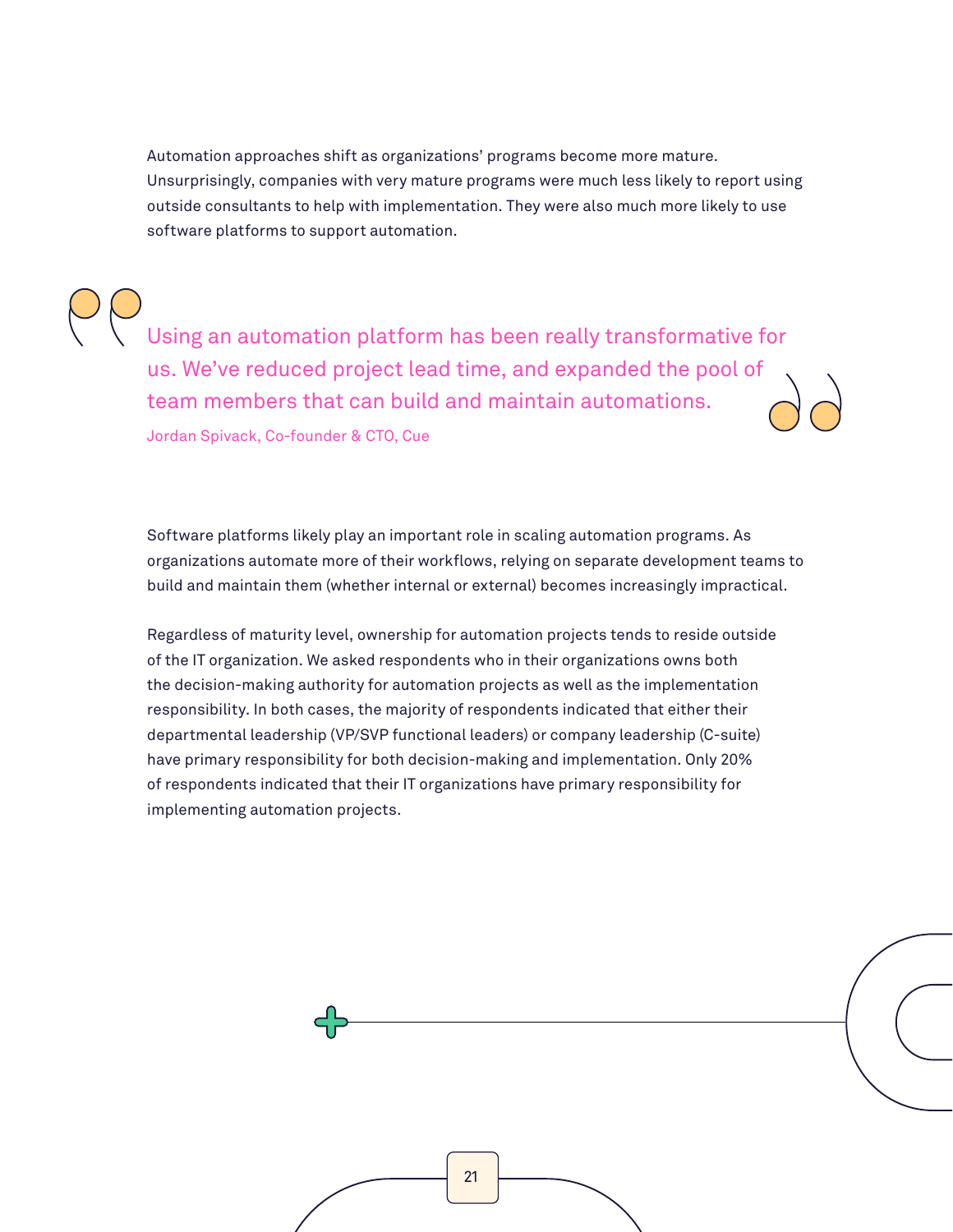Automation approaches shift as organizations' programs become more mature. Unsurprisingly, companies with very mature programs were much less likely to report using outside consultants to help with implementation. They were also much more likely to use software platforms to support automation.

> Using an automation platform has been really transformative for us. We've reduced project lead time, and expanded the pool of team members that can build and maintain automations.
>
> Jordan Spivack, Co-founder & CTO, Cue

Software platforms likely play an important role in scaling automation programs. As organizations automate more of their workflows, relying on separate development teams to build and maintain them (whether internal or external) becomes increasingly impractical.

Regardless of maturity level, ownership for automation projects tends to reside outside of the IT organization. We asked respondents who in their organizations owns both the decision-making authority for automation projects as well as the implementation responsibility. In both cases, the majority of respondents indicated that either their departmental leadership (VP/SVP functional leaders) or company leadership (C-suite) have primary responsibility for both decision-making and implementation. Only 20% of respondents indicated that their IT organizations have primary responsibility for implementing automation projects.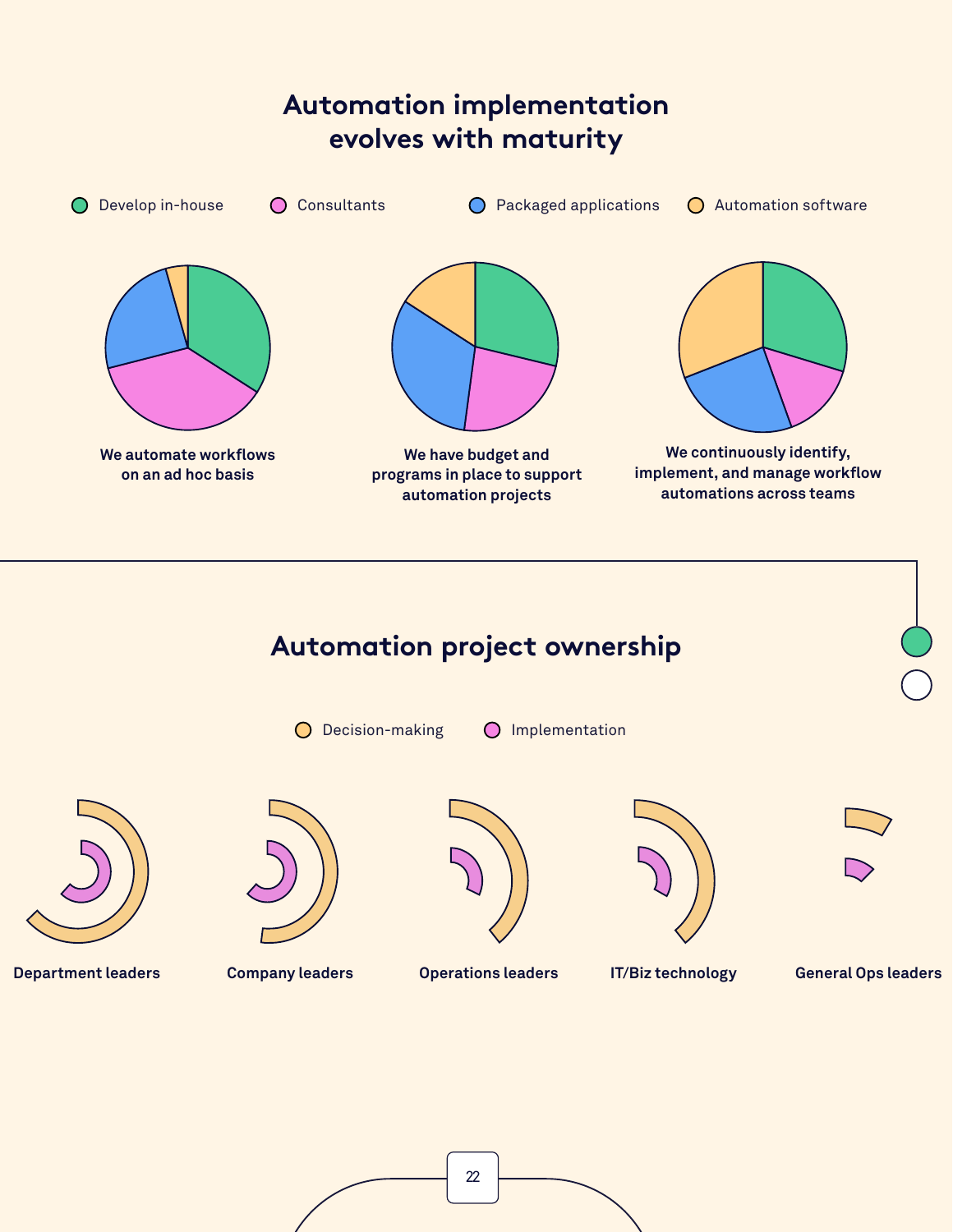## Automation implementation evolves with maturity

Develop in-house | Consultants | Packaged applications | Automation software

We automate workflows on an ad hoc basis

We have budget and programs in place to support automation projects

We continuously identify, implement, and manage workflow automations across teams

## Automation project ownership

Decision-making | Implementation

Department leaders

Company leaders

Operations leaders

IT/Biz technology

General Ops leaders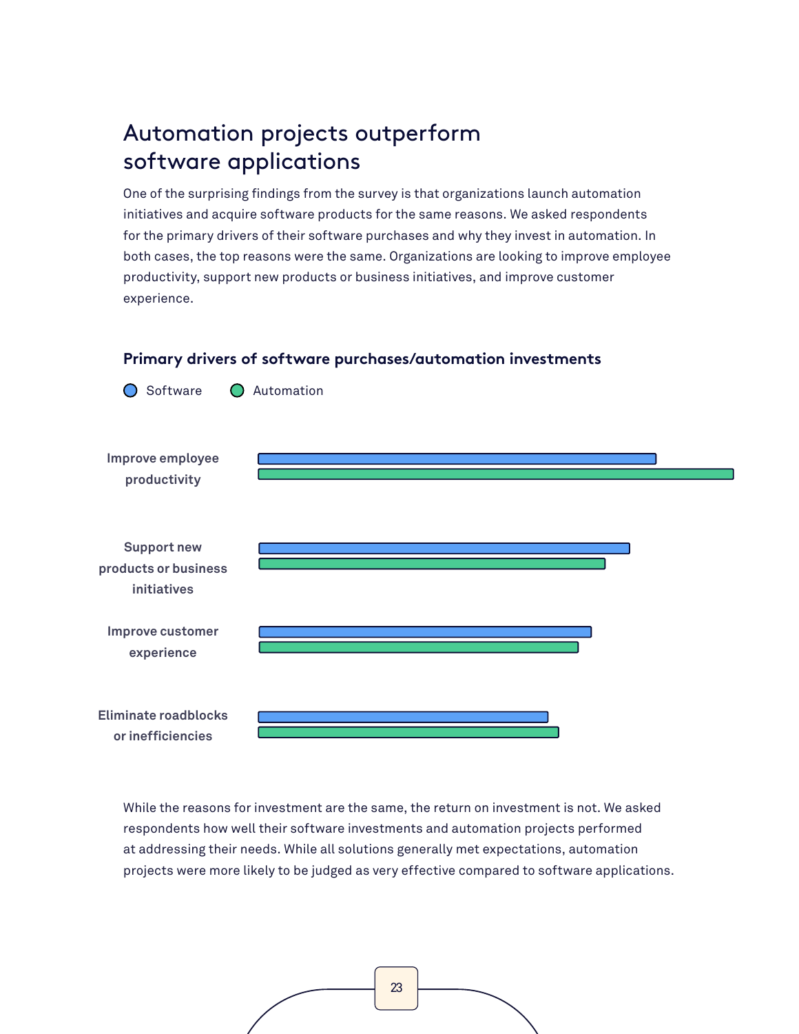# Automation projects outperform software applications

One of the surprising findings from the survey is that organizations launch automation initiatives and acquire software products for the same reasons. We asked respondents for the primary drivers of their software purchases and why they invest in automation. In both cases, the top reasons were the same. Organizations are looking to improve employee productivity, support new products or business initiatives, and improve customer experience.

**Primary drivers of software purchases/automation investments**

Software | Automation

- Improve employee productivity
- Support new products or business initiatives
- Improve customer experience
- Eliminate roadblocks or inefficiencies

While the reasons for investment are the same, the return on investment is not. We asked respondents how well their software investments and automation projects performed at addressing their needs. While all solutions generally met expectations, automation projects were more likely to be judged as very effective compared to software applications.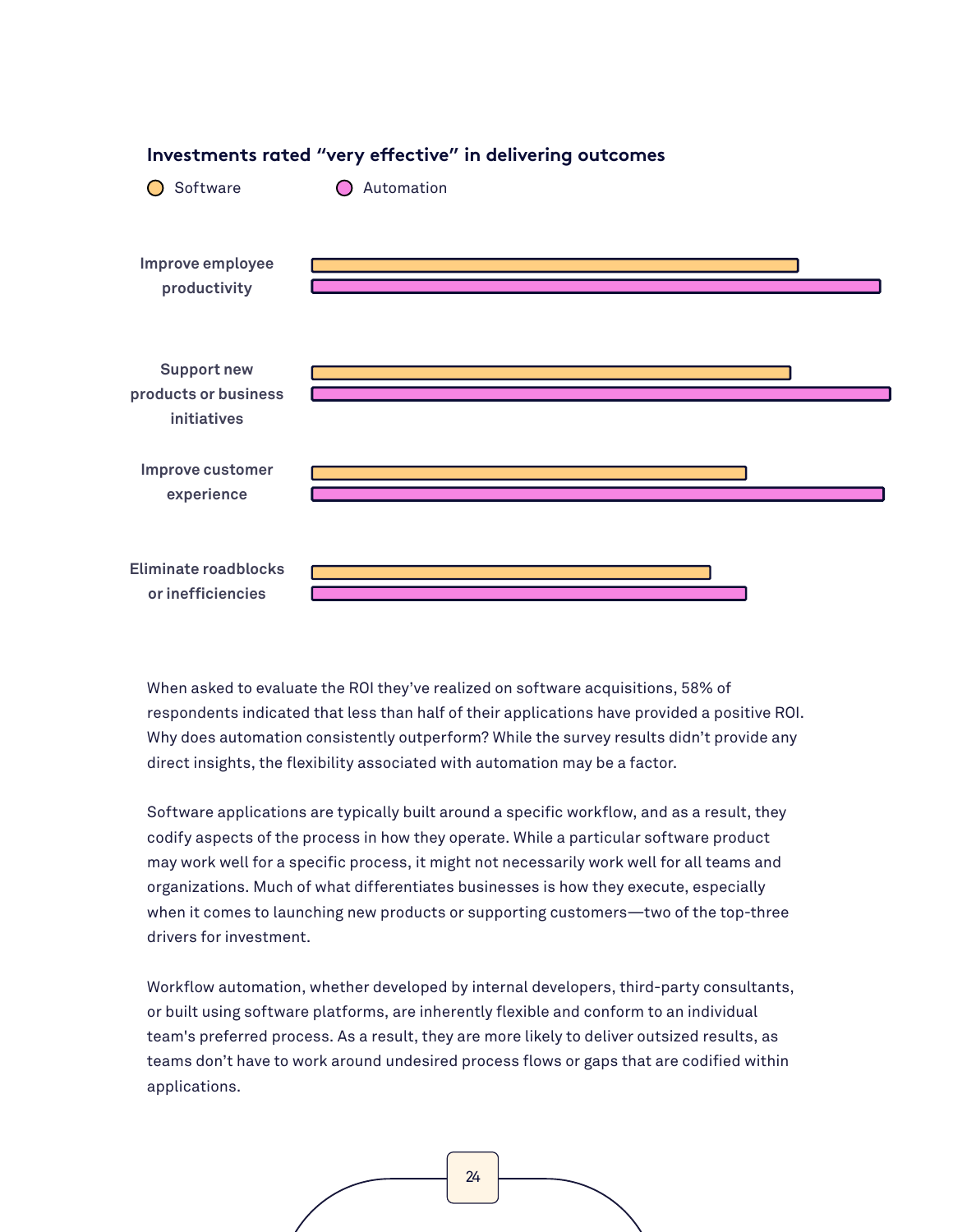### Investments rated "very effective" in delivering outcomes

Software | Automation

- Improve employee productivity
- Support new products or business initiatives
- Improve customer experience
- Eliminate roadblocks or inefficiencies

When asked to evaluate the ROI they've realized on software acquisitions, 58% of respondents indicated that less than half of their applications have provided a positive ROI. Why does automation consistently outperform? While the survey results didn't provide any direct insights, the flexibility associated with automation may be a factor.

Software applications are typically built around a specific workflow, and as a result, they codify aspects of the process in how they operate. While a particular software product may work well for a specific process, it might not necessarily work well for all teams and organizations. Much of what differentiates businesses is how they execute, especially when it comes to launching new products or supporting customers—two of the top-three drivers for investment.

Workflow automation, whether developed by internal developers, third-party consultants, or built using software platforms, are inherently flexible and conform to an individual team's preferred process. As a result, they are more likely to deliver outsized results, as teams don't have to work around undesired process flows or gaps that are codified within applications.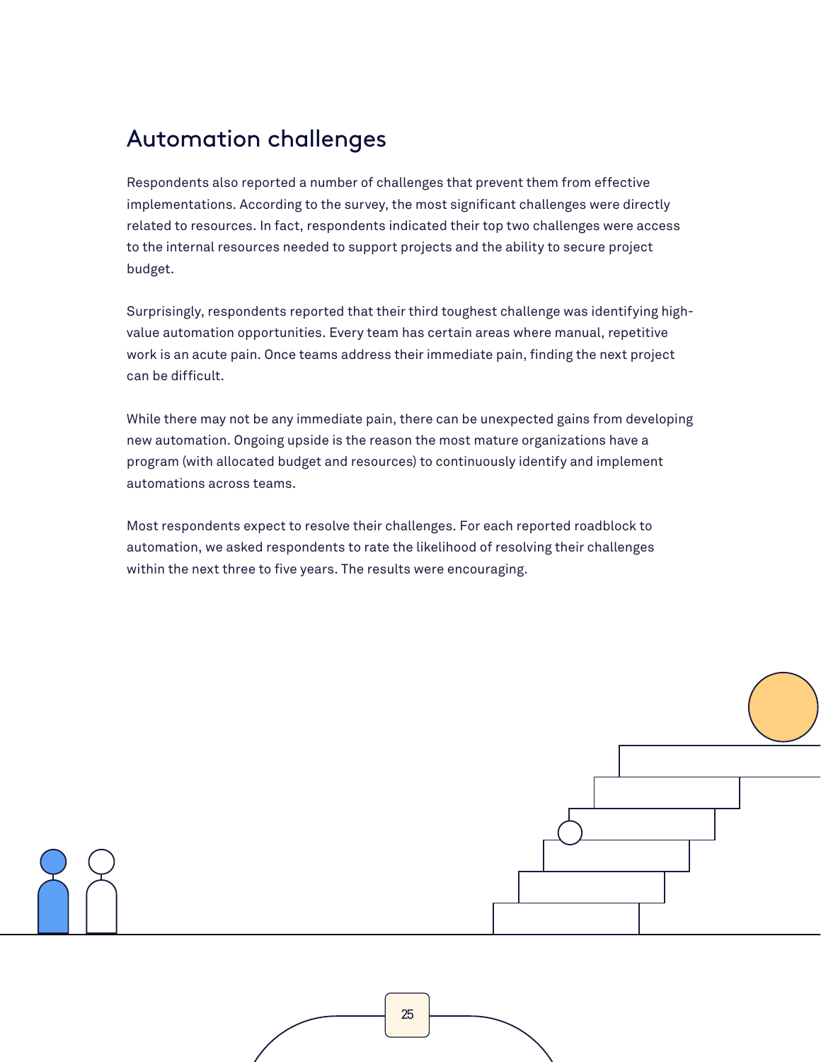## Automation challenges

Respondents also reported a number of challenges that prevent them from effective implementations. According to the survey, the most significant challenges were directly related to resources. In fact, respondents indicated their top two challenges were access to the internal resources needed to support projects and the ability to secure project budget.

Surprisingly, respondents reported that their third toughest challenge was identifying high-value automation opportunities. Every team has certain areas where manual, repetitive work is an acute pain. Once teams address their immediate pain, finding the next project can be difficult.

While there may not be any immediate pain, there can be unexpected gains from developing new automation. Ongoing upside is the reason the most mature organizations have a program (with allocated budget and resources) to continuously identify and implement automations across teams.

Most respondents expect to resolve their challenges. For each reported roadblock to automation, we asked respondents to rate the likelihood of resolving their challenges within the next three to five years. The results were encouraging.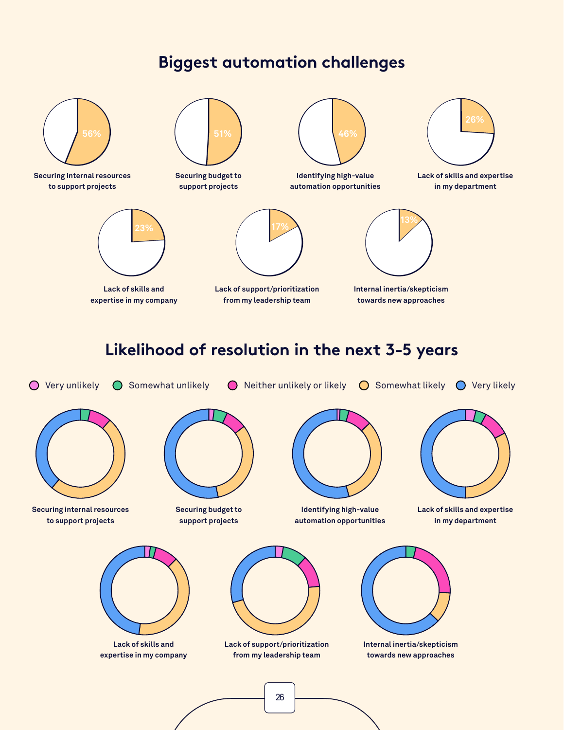# Biggest automation challenges

| Challenge | Percentage |
| --- | --- |
| Securing internal resources to support projects | 56% |
| Securing budget to support projects | 51% |
| Identifying high-value automation opportunities | 46% |
| Lack of skills and expertise in my department | 26% |
| Lack of skills and expertise in my company | 23% |
| Lack of support/prioritization from my leadership team | 17% |
| Internal inertia/skepticism towards new approaches | 13% |

# Likelihood of resolution in the next 3-5 years

Very unlikely · Somewhat unlikely · Neither unlikely or likely · Somewhat likely · Very likely

Securing internal resources to support projects

Securing budget to support projects

Identifying high-value automation opportunities

Lack of skills and expertise in my department

Lack of skills and expertise in my company

Lack of support/prioritization from my leadership team

Internal inertia/skepticism towards new approaches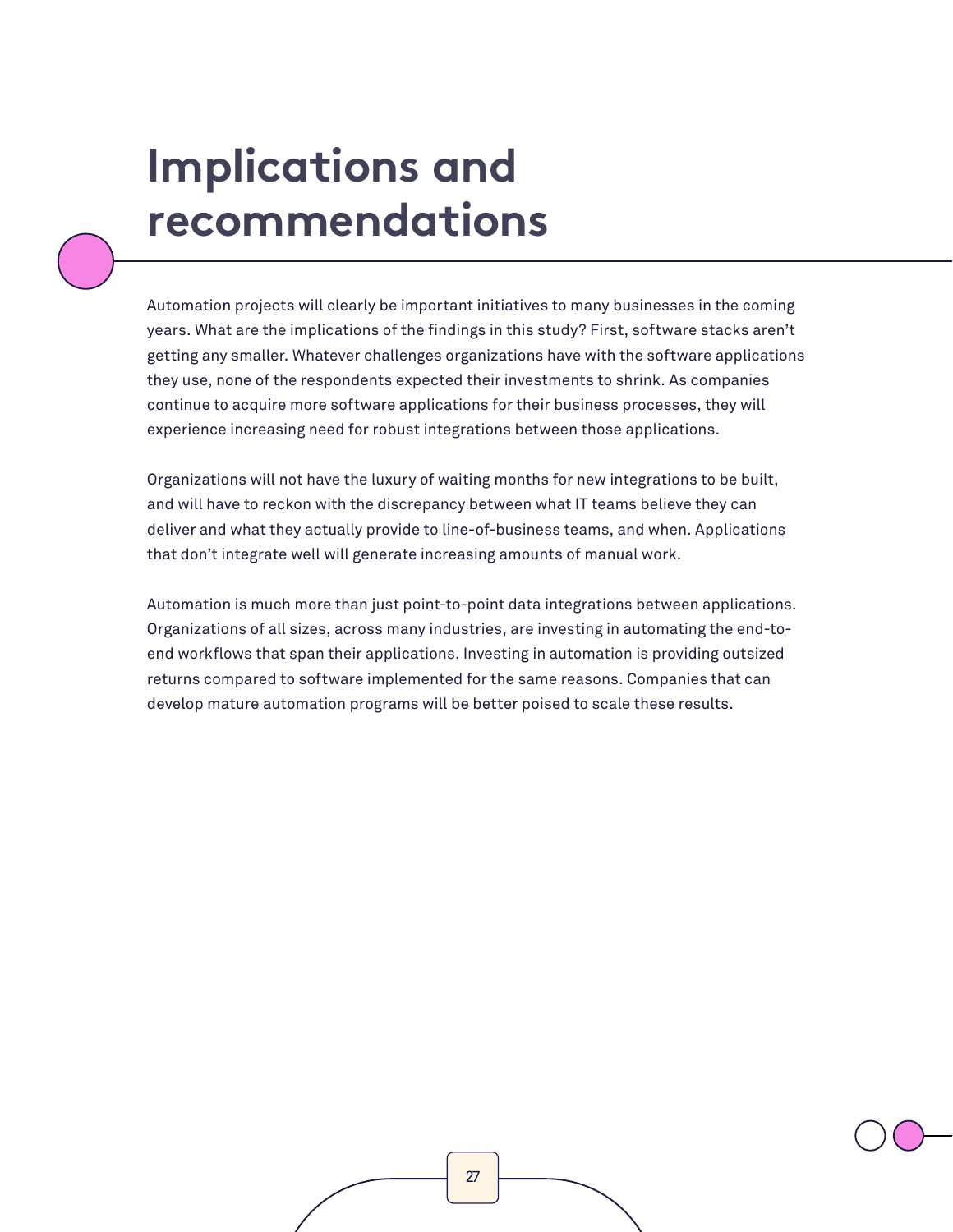# Implications and recommendations

Automation projects will clearly be important initiatives to many businesses in the coming years. What are the implications of the findings in this study? First, software stacks aren't getting any smaller. Whatever challenges organizations have with the software applications they use, none of the respondents expected their investments to shrink. As companies continue to acquire more software applications for their business processes, they will experience increasing need for robust integrations between those applications.

Organizations will not have the luxury of waiting months for new integrations to be built, and will have to reckon with the discrepancy between what IT teams believe they can deliver and what they actually provide to line-of-business teams, and when. Applications that don't integrate well will generate increasing amounts of manual work.

Automation is much more than just point-to-point data integrations between applications. Organizations of all sizes, across many industries, are investing in automating the end-to-end workflows that span their applications. Investing in automation is providing outsized returns compared to software implemented for the same reasons. Companies that can develop mature automation programs will be better poised to scale these results.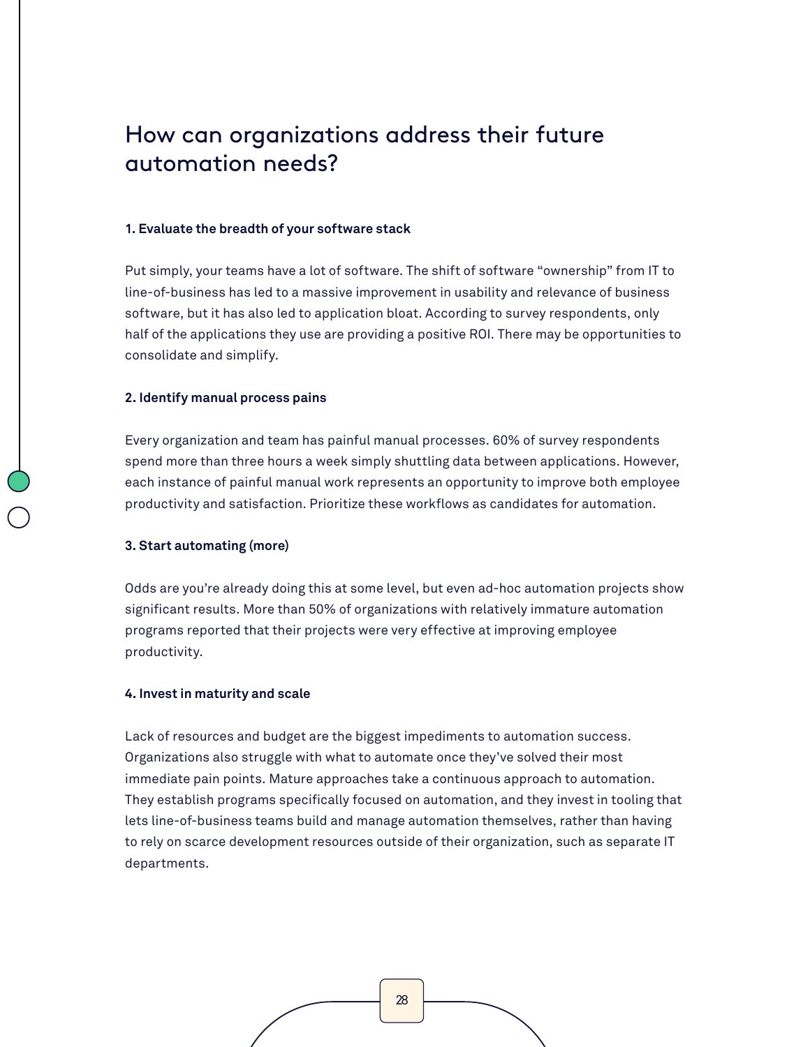# How can organizations address their future automation needs?

**1. Evaluate the breadth of your software stack**

Put simply, your teams have a lot of software. The shift of software “ownership” from IT to line-of-business has led to a massive improvement in usability and relevance of business software, but it has also led to application bloat. According to survey respondents, only half of the applications they use are providing a positive ROI. There may be opportunities to consolidate and simplify.

**2. Identify manual process pains**

Every organization and team has painful manual processes. 60% of survey respondents spend more than three hours a week simply shuttling data between applications. However, each instance of painful manual work represents an opportunity to improve both employee productivity and satisfaction. Prioritize these workflows as candidates for automation.

**3. Start automating (more)**

Odds are you’re already doing this at some level, but even ad-hoc automation projects show significant results. More than 50% of organizations with relatively immature automation programs reported that their projects were very effective at improving employee productivity.

**4. Invest in maturity and scale**

Lack of resources and budget are the biggest impediments to automation success. Organizations also struggle with what to automate once they’ve solved their most immediate pain points. Mature approaches take a continuous approach to automation. They establish programs specifically focused on automation, and they invest in tooling that lets line-of-business teams build and manage automation themselves, rather than having to rely on scarce development resources outside of their organization, such as separate IT departments.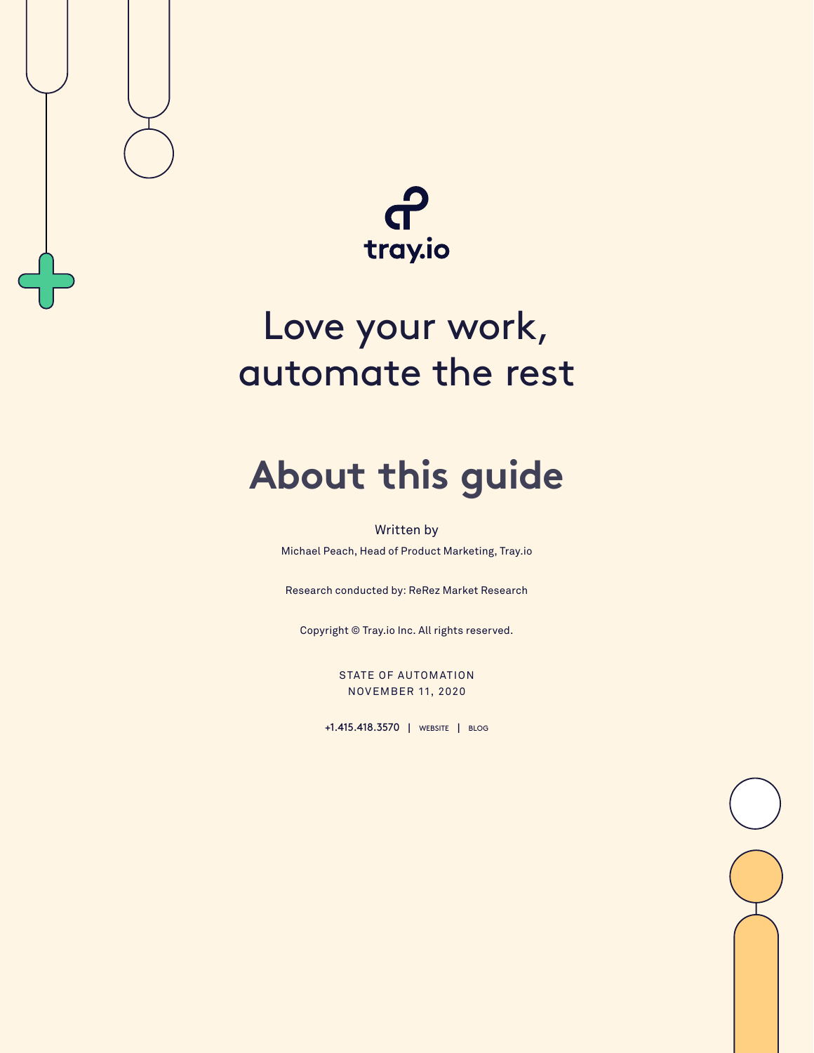tray.io

# Love your work, automate the rest

## About this guide

Written by

Michael Peach, Head of Product Marketing, Tray.io

Research conducted by: ReRez Market Research

Copyright © Tray.io Inc. All rights reserved.

STATE OF AUTOMATION
NOVEMBER 11, 2020

+1.415.418.3570 | WEBSITE | BLOG